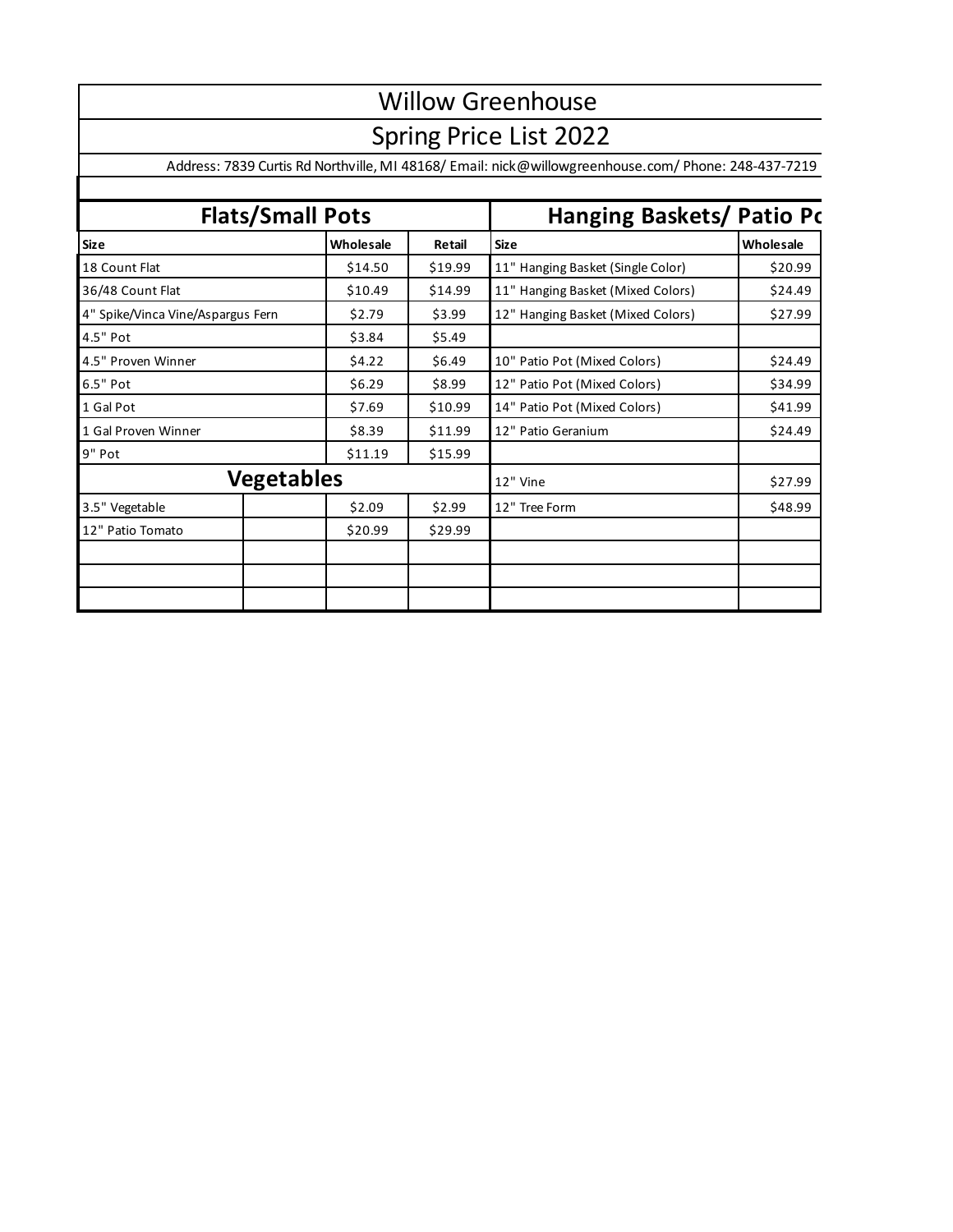# Willow Greenhouse

## Spring Price List 2022

Address: 7839 Curtis Rd Northville, MI 48168/ Email: nick@willowgreenhouse.com/ Phone: 248-437-7219

| Flats/Small Pots | | | | Hanging Baskets/ Patio Pc | |
|---|---|---|---|---|---|
| **Size** | | **Wholesale** | **Retail** | **Size** | **Wholesale** |
| 18 Count Flat | | $14.50 | $19.99 | 11" Hanging Basket (Single Color) | $20.99 |
| 36/48 Count Flat | | $10.49 | $14.99 | 11" Hanging Basket (Mixed Colors) | $24.49 |
| 4" Spike/Vinca Vine/Aspargus Fern | | $2.79 | $3.99 | 12" Hanging Basket (Mixed Colors) | $27.99 |
| 4.5" Pot | | $3.84 | $5.49 | | |
| 4.5" Proven Winner | | $4.22 | $6.49 | 10" Patio Pot (Mixed Colors) | $24.49 |
| 6.5" Pot | | $6.29 | $8.99 | 12" Patio Pot (Mixed Colors) | $34.99 |
| 1 Gal Pot | | $7.69 | $10.99 | 14" Patio Pot (Mixed Colors) | $41.99 |
| 1 Gal Proven Winner | | $8.39 | $11.99 | 12" Patio Geranium | $24.49 |
| 9" Pot | | $11.19 | $15.99 | | |
| **Vegetables** | | | | 12" Vine | $27.99 |
| 3.5" Vegetable | | $2.09 | $2.99 | 12" Tree Form | $48.99 |
| 12" Patio Tomato | | $20.99 | $29.99 | | |
| | | | | | |
| | | | | | |
| | | | | | |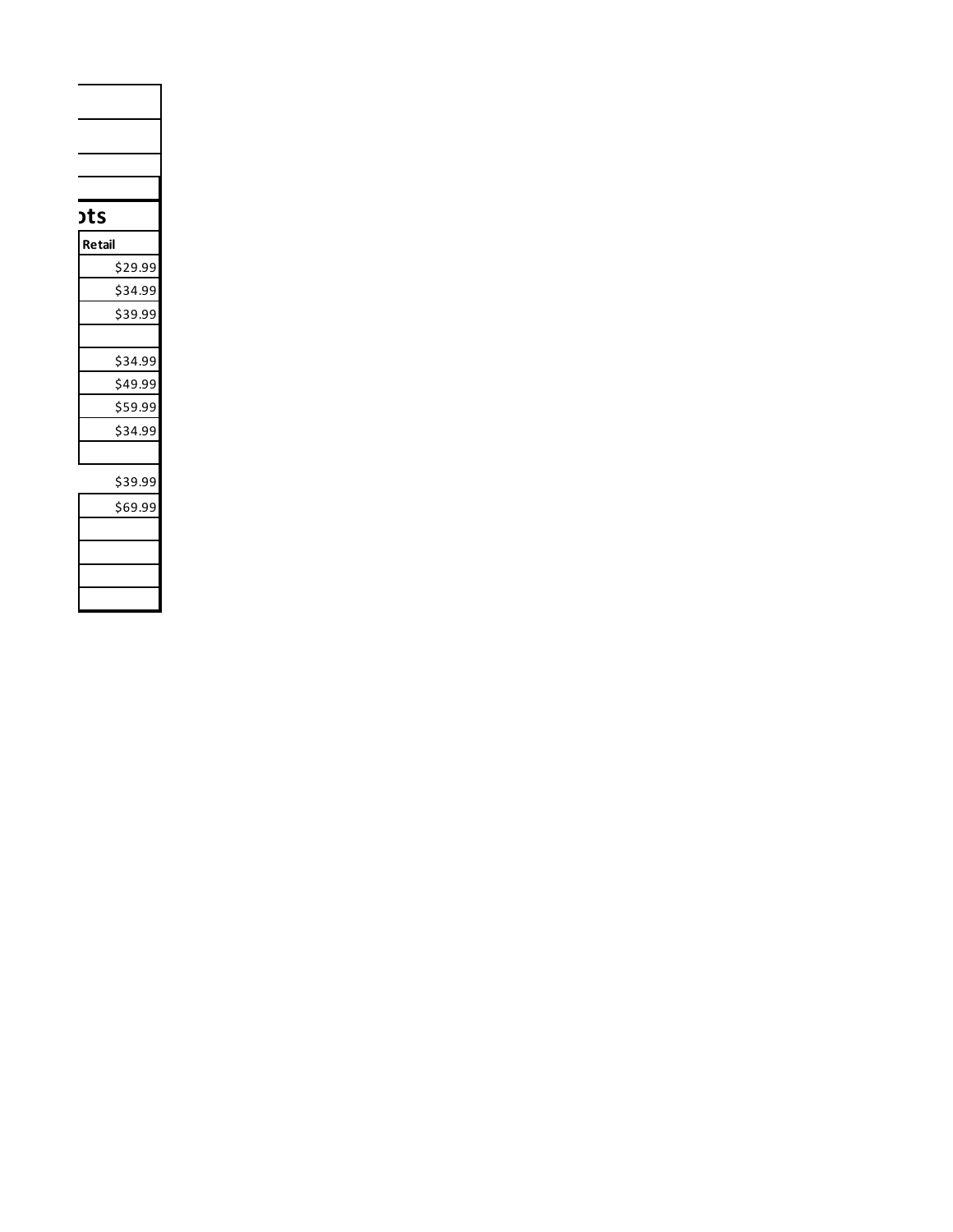**ots**

| Retail |
|---|
| $29.99 |
| $34.99 |
| $39.99 |
| |
| $34.99 |
| $49.99 |
| $59.99 |
| $34.99 |
| |
| $39.99 |
| $69.99 |
| |
| |
| |
| |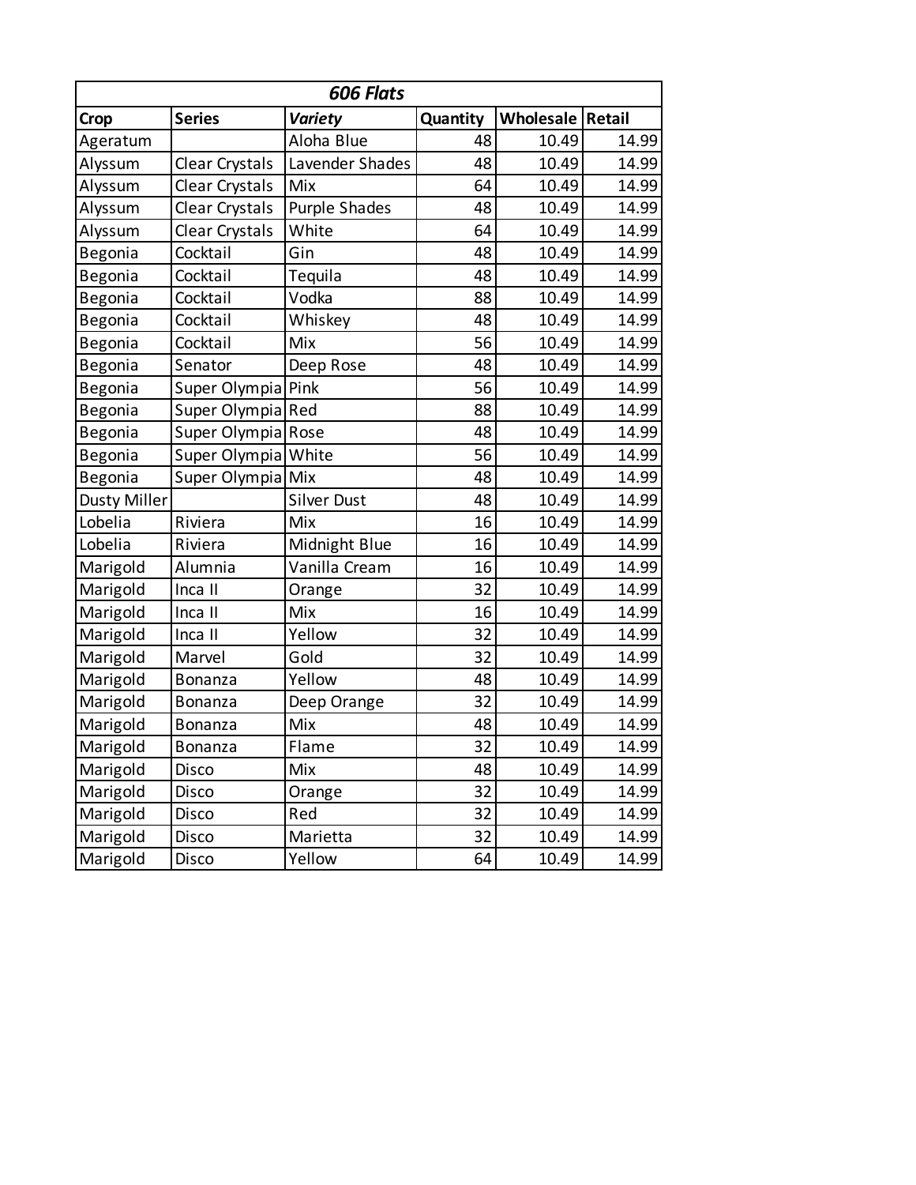| ***606 Flats*** | | | | | |
|---|---|---|---|---|---|
| **Crop** | **Series** | ***Variety*** | **Quantity** | **Wholesale** | **Retail** |
| Ageratum | | Aloha Blue | 48 | 10.49 | 14.99 |
| Alyssum | Clear Crystals | Lavender Shades | 48 | 10.49 | 14.99 |
| Alyssum | Clear Crystals | Mix | 64 | 10.49 | 14.99 |
| Alyssum | Clear Crystals | Purple Shades | 48 | 10.49 | 14.99 |
| Alyssum | Clear Crystals | White | 64 | 10.49 | 14.99 |
| Begonia | Cocktail | Gin | 48 | 10.49 | 14.99 |
| Begonia | Cocktail | Tequila | 48 | 10.49 | 14.99 |
| Begonia | Cocktail | Vodka | 88 | 10.49 | 14.99 |
| Begonia | Cocktail | Whiskey | 48 | 10.49 | 14.99 |
| Begonia | Cocktail | Mix | 56 | 10.49 | 14.99 |
| Begonia | Senator | Deep Rose | 48 | 10.49 | 14.99 |
| Begonia | Super Olympia | Pink | 56 | 10.49 | 14.99 |
| Begonia | Super Olympia | Red | 88 | 10.49 | 14.99 |
| Begonia | Super Olympia | Rose | 48 | 10.49 | 14.99 |
| Begonia | Super Olympia | White | 56 | 10.49 | 14.99 |
| Begonia | Super Olympia | Mix | 48 | 10.49 | 14.99 |
| Dusty Miller | | Silver Dust | 48 | 10.49 | 14.99 |
| Lobelia | Riviera | Mix | 16 | 10.49 | 14.99 |
| Lobelia | Riviera | Midnight Blue | 16 | 10.49 | 14.99 |
| Marigold | Alumnia | Vanilla Cream | 16 | 10.49 | 14.99 |
| Marigold | Inca II | Orange | 32 | 10.49 | 14.99 |
| Marigold | Inca II | Mix | 16 | 10.49 | 14.99 |
| Marigold | Inca II | Yellow | 32 | 10.49 | 14.99 |
| Marigold | Marvel | Gold | 32 | 10.49 | 14.99 |
| Marigold | Bonanza | Yellow | 48 | 10.49 | 14.99 |
| Marigold | Bonanza | Deep Orange | 32 | 10.49 | 14.99 |
| Marigold | Bonanza | Mix | 48 | 10.49 | 14.99 |
| Marigold | Bonanza | Flame | 32 | 10.49 | 14.99 |
| Marigold | Disco | Mix | 48 | 10.49 | 14.99 |
| Marigold | Disco | Orange | 32 | 10.49 | 14.99 |
| Marigold | Disco | Red | 32 | 10.49 | 14.99 |
| Marigold | Disco | Marietta | 32 | 10.49 | 14.99 |
| Marigold | Disco | Yellow | 64 | 10.49 | 14.99 |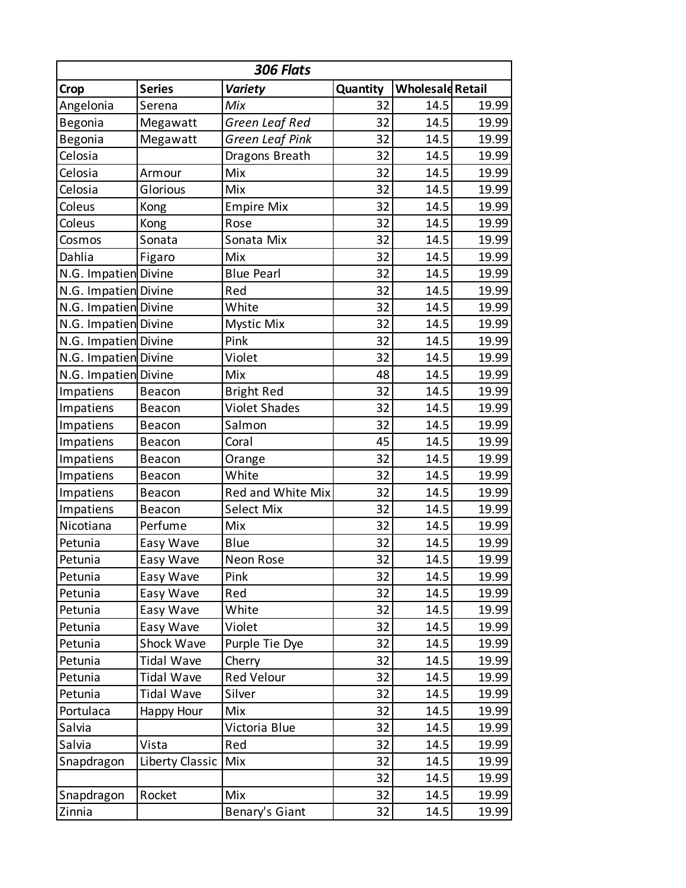| *306 Flats* | | | | | |
|---|---|---|---|---|---|
| **Crop** | **Series** | ***Variety*** | **Quantity** | **Wholesale** | **Retail** |
| Angelonia | Serena | *Mix* | 32 | 14.5 | 19.99 |
| Begonia | Megawatt | *Green Leaf Red* | 32 | 14.5 | 19.99 |
| Begonia | Megawatt | *Green Leaf Pink* | 32 | 14.5 | 19.99 |
| Celosia | | Dragons Breath | 32 | 14.5 | 19.99 |
| Celosia | Armour | Mix | 32 | 14.5 | 19.99 |
| Celosia | Glorious | Mix | 32 | 14.5 | 19.99 |
| Coleus | Kong | Empire Mix | 32 | 14.5 | 19.99 |
| Coleus | Kong | Rose | 32 | 14.5 | 19.99 |
| Cosmos | Sonata | Sonata Mix | 32 | 14.5 | 19.99 |
| Dahlia | Figaro | Mix | 32 | 14.5 | 19.99 |
| N.G. Impatien | Divine | Blue Pearl | 32 | 14.5 | 19.99 |
| N.G. Impatien | Divine | Red | 32 | 14.5 | 19.99 |
| N.G. Impatien | Divine | White | 32 | 14.5 | 19.99 |
| N.G. Impatien | Divine | Mystic Mix | 32 | 14.5 | 19.99 |
| N.G. Impatien | Divine | Pink | 32 | 14.5 | 19.99 |
| N.G. Impatien | Divine | Violet | 32 | 14.5 | 19.99 |
| N.G. Impatien | Divine | Mix | 48 | 14.5 | 19.99 |
| Impatiens | Beacon | Bright Red | 32 | 14.5 | 19.99 |
| Impatiens | Beacon | Violet Shades | 32 | 14.5 | 19.99 |
| Impatiens | Beacon | Salmon | 32 | 14.5 | 19.99 |
| Impatiens | Beacon | Coral | 45 | 14.5 | 19.99 |
| Impatiens | Beacon | Orange | 32 | 14.5 | 19.99 |
| Impatiens | Beacon | White | 32 | 14.5 | 19.99 |
| Impatiens | Beacon | Red and White Mix | 32 | 14.5 | 19.99 |
| Impatiens | Beacon | Select Mix | 32 | 14.5 | 19.99 |
| Nicotiana | Perfume | Mix | 32 | 14.5 | 19.99 |
| Petunia | Easy Wave | Blue | 32 | 14.5 | 19.99 |
| Petunia | Easy Wave | Neon Rose | 32 | 14.5 | 19.99 |
| Petunia | Easy Wave | Pink | 32 | 14.5 | 19.99 |
| Petunia | Easy Wave | Red | 32 | 14.5 | 19.99 |
| Petunia | Easy Wave | White | 32 | 14.5 | 19.99 |
| Petunia | Easy Wave | Violet | 32 | 14.5 | 19.99 |
| Petunia | Shock Wave | Purple Tie Dye | 32 | 14.5 | 19.99 |
| Petunia | Tidal Wave | Cherry | 32 | 14.5 | 19.99 |
| Petunia | Tidal Wave | Red Velour | 32 | 14.5 | 19.99 |
| Petunia | Tidal Wave | Silver | 32 | 14.5 | 19.99 |
| Portulaca | Happy Hour | Mix | 32 | 14.5 | 19.99 |
| Salvia | | Victoria Blue | 32 | 14.5 | 19.99 |
| Salvia | Vista | Red | 32 | 14.5 | 19.99 |
| Snapdragon | Liberty Classic | Mix | 32 | 14.5 | 19.99 |
| | | | 32 | 14.5 | 19.99 |
| Snapdragon | Rocket | Mix | 32 | 14.5 | 19.99 |
| Zinnia | | Benary's Giant | 32 | 14.5 | 19.99 |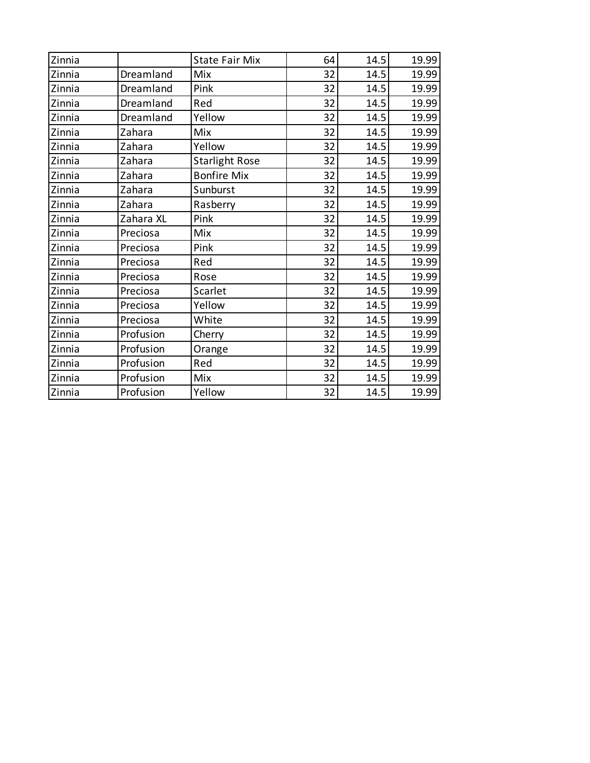| | | | | | |
|---|---|---|---|---|---|
| Zinnia | | State Fair Mix | 64 | 14.5 | 19.99 |
| Zinnia | Dreamland | Mix | 32 | 14.5 | 19.99 |
| Zinnia | Dreamland | Pink | 32 | 14.5 | 19.99 |
| Zinnia | Dreamland | Red | 32 | 14.5 | 19.99 |
| Zinnia | Dreamland | Yellow | 32 | 14.5 | 19.99 |
| Zinnia | Zahara | Mix | 32 | 14.5 | 19.99 |
| Zinnia | Zahara | Yellow | 32 | 14.5 | 19.99 |
| Zinnia | Zahara | Starlight Rose | 32 | 14.5 | 19.99 |
| Zinnia | Zahara | Bonfire Mix | 32 | 14.5 | 19.99 |
| Zinnia | Zahara | Sunburst | 32 | 14.5 | 19.99 |
| Zinnia | Zahara | Rasberry | 32 | 14.5 | 19.99 |
| Zinnia | Zahara XL | Pink | 32 | 14.5 | 19.99 |
| Zinnia | Preciosa | Mix | 32 | 14.5 | 19.99 |
| Zinnia | Preciosa | Pink | 32 | 14.5 | 19.99 |
| Zinnia | Preciosa | Red | 32 | 14.5 | 19.99 |
| Zinnia | Preciosa | Rose | 32 | 14.5 | 19.99 |
| Zinnia | Preciosa | Scarlet | 32 | 14.5 | 19.99 |
| Zinnia | Preciosa | Yellow | 32 | 14.5 | 19.99 |
| Zinnia | Preciosa | White | 32 | 14.5 | 19.99 |
| Zinnia | Profusion | Cherry | 32 | 14.5 | 19.99 |
| Zinnia | Profusion | Orange | 32 | 14.5 | 19.99 |
| Zinnia | Profusion | Red | 32 | 14.5 | 19.99 |
| Zinnia | Profusion | Mix | 32 | 14.5 | 19.99 |
| Zinnia | Profusion | Yellow | 32 | 14.5 | 19.99 |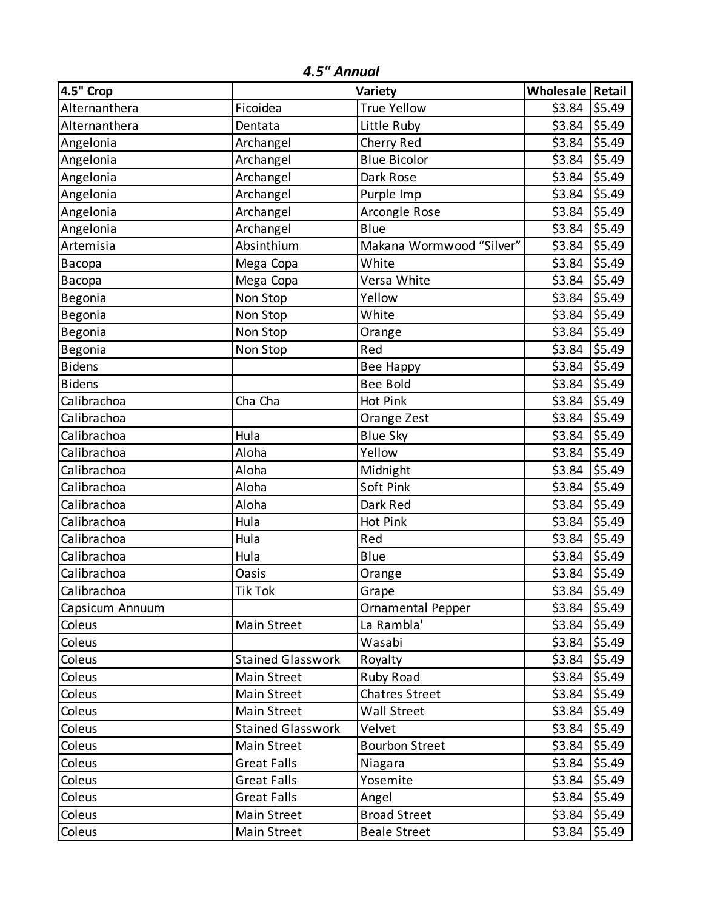## *4.5" Annual*

| 4.5" Crop | Variety | | Wholesale | Retail |
|---|---|---|---|---|
| Alternanthera | Ficoidea | True Yellow | $3.84 | $5.49 |
| Alternanthera | Dentata | Little Ruby | $3.84 | $5.49 |
| Angelonia | Archangel | Cherry Red | $3.84 | $5.49 |
| Angelonia | Archangel | Blue Bicolor | $3.84 | $5.49 |
| Angelonia | Archangel | Dark Rose | $3.84 | $5.49 |
| Angelonia | Archangel | Purple Imp | $3.84 | $5.49 |
| Angelonia | Archangel | Arcongle Rose | $3.84 | $5.49 |
| Angelonia | Archangel | Blue | $3.84 | $5.49 |
| Artemisia | Absinthium | Makana Wormwood “Silver” | $3.84 | $5.49 |
| Bacopa | Mega Copa | White | $3.84 | $5.49 |
| Bacopa | Mega Copa | Versa White | $3.84 | $5.49 |
| Begonia | Non Stop | Yellow | $3.84 | $5.49 |
| Begonia | Non Stop | White | $3.84 | $5.49 |
| Begonia | Non Stop | Orange | $3.84 | $5.49 |
| Begonia | Non Stop | Red | $3.84 | $5.49 |
| Bidens | | Bee Happy | $3.84 | $5.49 |
| Bidens | | Bee Bold | $3.84 | $5.49 |
| Calibrachoa | Cha Cha | Hot Pink | $3.84 | $5.49 |
| Calibrachoa | | Orange Zest | $3.84 | $5.49 |
| Calibrachoa | Hula | Blue Sky | $3.84 | $5.49 |
| Calibrachoa | Aloha | Yellow | $3.84 | $5.49 |
| Calibrachoa | Aloha | Midnight | $3.84 | $5.49 |
| Calibrachoa | Aloha | Soft Pink | $3.84 | $5.49 |
| Calibrachoa | Aloha | Dark Red | $3.84 | $5.49 |
| Calibrachoa | Hula | Hot Pink | $3.84 | $5.49 |
| Calibrachoa | Hula | Red | $3.84 | $5.49 |
| Calibrachoa | Hula | Blue | $3.84 | $5.49 |
| Calibrachoa | Oasis | Orange | $3.84 | $5.49 |
| Calibrachoa | Tik Tok | Grape | $3.84 | $5.49 |
| Capsicum Annuum | | Ornamental Pepper | $3.84 | $5.49 |
| Coleus | Main Street | La Rambla' | $3.84 | $5.49 |
| Coleus | | Wasabi | $3.84 | $5.49 |
| Coleus | Stained Glasswork | Royalty | $3.84 | $5.49 |
| Coleus | Main Street | Ruby Road | $3.84 | $5.49 |
| Coleus | Main Street | Chatres Street | $3.84 | $5.49 |
| Coleus | Main Street | Wall Street | $3.84 | $5.49 |
| Coleus | Stained Glasswork | Velvet | $3.84 | $5.49 |
| Coleus | Main Street | Bourbon Street | $3.84 | $5.49 |
| Coleus | Great Falls | Niagara | $3.84 | $5.49 |
| Coleus | Great Falls | Yosemite | $3.84 | $5.49 |
| Coleus | Great Falls | Angel | $3.84 | $5.49 |
| Coleus | Main Street | Broad Street | $3.84 | $5.49 |
| Coleus | Main Street | Beale Street | $3.84 | $5.49 |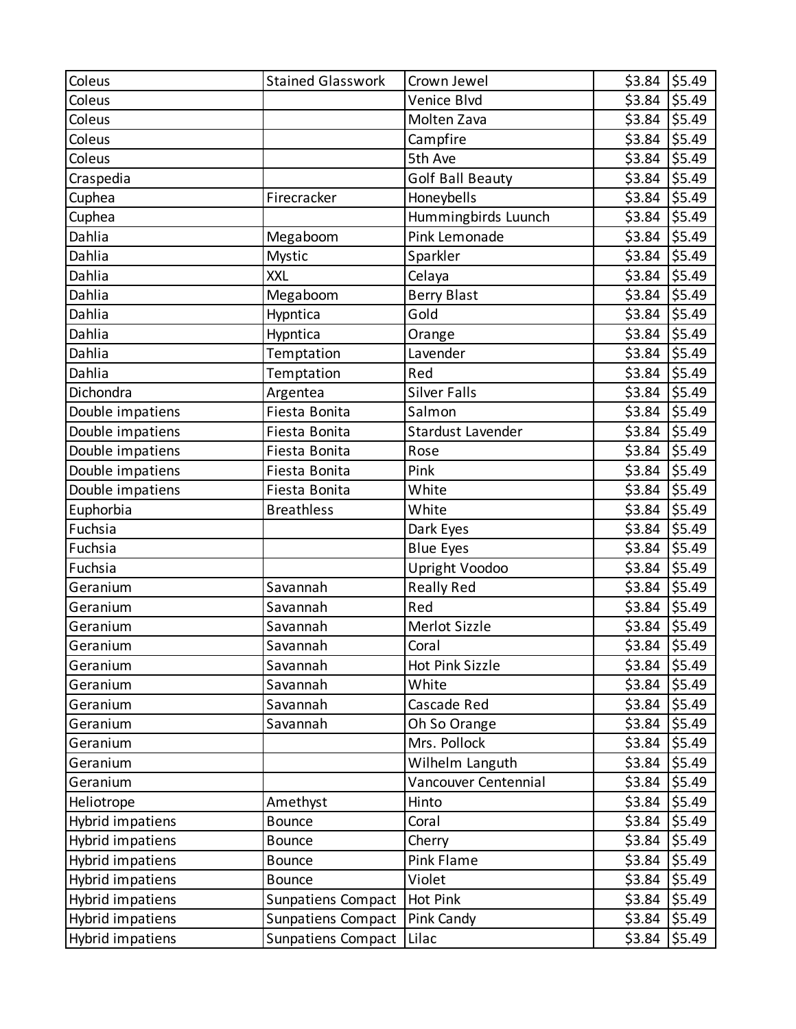| Coleus | Stained Glasswork | Crown Jewel | $3.84 | $5.49 |
|---|---|---|---|---|
| Coleus | | Venice Blvd | $3.84 | $5.49 |
| Coleus | | Molten Zava | $3.84 | $5.49 |
| Coleus | | Campfire | $3.84 | $5.49 |
| Coleus | | 5th Ave | $3.84 | $5.49 |
| Craspedia | | Golf Ball Beauty | $3.84 | $5.49 |
| Cuphea | Firecracker | Honeybells | $3.84 | $5.49 |
| Cuphea | | Hummingbirds Luunch | $3.84 | $5.49 |
| Dahlia | Megaboom | Pink Lemonade | $3.84 | $5.49 |
| Dahlia | Mystic | Sparkler | $3.84 | $5.49 |
| Dahlia | XXL | Celaya | $3.84 | $5.49 |
| Dahlia | Megaboom | Berry Blast | $3.84 | $5.49 |
| Dahlia | Hypntica | Gold | $3.84 | $5.49 |
| Dahlia | Hypntica | Orange | $3.84 | $5.49 |
| Dahlia | Temptation | Lavender | $3.84 | $5.49 |
| Dahlia | Temptation | Red | $3.84 | $5.49 |
| Dichondra | Argentea | Silver Falls | $3.84 | $5.49 |
| Double impatiens | Fiesta Bonita | Salmon | $3.84 | $5.49 |
| Double impatiens | Fiesta Bonita | Stardust Lavender | $3.84 | $5.49 |
| Double impatiens | Fiesta Bonita | Rose | $3.84 | $5.49 |
| Double impatiens | Fiesta Bonita | Pink | $3.84 | $5.49 |
| Double impatiens | Fiesta Bonita | White | $3.84 | $5.49 |
| Euphorbia | Breathless | White | $3.84 | $5.49 |
| Fuchsia | | Dark Eyes | $3.84 | $5.49 |
| Fuchsia | | Blue Eyes | $3.84 | $5.49 |
| Fuchsia | | Upright Voodoo | $3.84 | $5.49 |
| Geranium | Savannah | Really Red | $3.84 | $5.49 |
| Geranium | Savannah | Red | $3.84 | $5.49 |
| Geranium | Savannah | Merlot Sizzle | $3.84 | $5.49 |
| Geranium | Savannah | Coral | $3.84 | $5.49 |
| Geranium | Savannah | Hot Pink Sizzle | $3.84 | $5.49 |
| Geranium | Savannah | White | $3.84 | $5.49 |
| Geranium | Savannah | Cascade Red | $3.84 | $5.49 |
| Geranium | Savannah | Oh So Orange | $3.84 | $5.49 |
| Geranium | | Mrs. Pollock | $3.84 | $5.49 |
| Geranium | | Wilhelm Languth | $3.84 | $5.49 |
| Geranium | | Vancouver Centennial | $3.84 | $5.49 |
| Heliotrope | Amethyst | Hinto | $3.84 | $5.49 |
| Hybrid impatiens | Bounce | Coral | $3.84 | $5.49 |
| Hybrid impatiens | Bounce | Cherry | $3.84 | $5.49 |
| Hybrid impatiens | Bounce | Pink Flame | $3.84 | $5.49 |
| Hybrid impatiens | Bounce | Violet | $3.84 | $5.49 |
| Hybrid impatiens | Sunpatiens Compact | Hot Pink | $3.84 | $5.49 |
| Hybrid impatiens | Sunpatiens Compact | Pink Candy | $3.84 | $5.49 |
| Hybrid impatiens | Sunpatiens Compact | Lilac | $3.84 | $5.49 |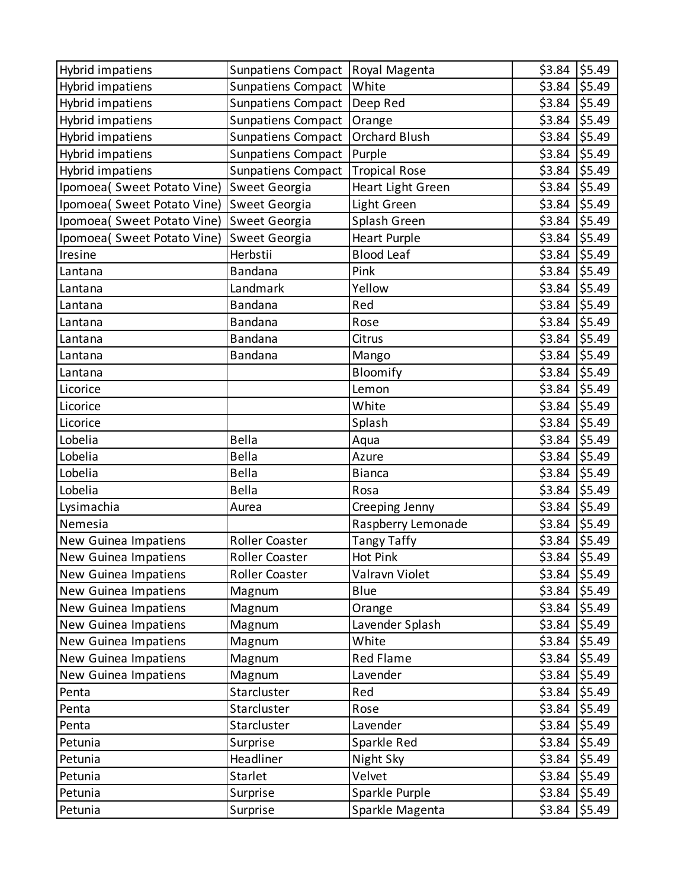| Hybrid impatiens | Sunpatiens Compact | Royal Magenta | $3.84 | $5.49 |
|---|---|---|---|---|
| Hybrid impatiens | Sunpatiens Compact | White | $3.84 | $5.49 |
| Hybrid impatiens | Sunpatiens Compact | Deep Red | $3.84 | $5.49 |
| Hybrid impatiens | Sunpatiens Compact | Orange | $3.84 | $5.49 |
| Hybrid impatiens | Sunpatiens Compact | Orchard Blush | $3.84 | $5.49 |
| Hybrid impatiens | Sunpatiens Compact | Purple | $3.84 | $5.49 |
| Hybrid impatiens | Sunpatiens Compact | Tropical Rose | $3.84 | $5.49 |
| Ipomoea( Sweet Potato Vine) | Sweet Georgia | Heart Light Green | $3.84 | $5.49 |
| Ipomoea( Sweet Potato Vine) | Sweet Georgia | Light Green | $3.84 | $5.49 |
| Ipomoea( Sweet Potato Vine) | Sweet Georgia | Splash Green | $3.84 | $5.49 |
| Ipomoea( Sweet Potato Vine) | Sweet Georgia | Heart Purple | $3.84 | $5.49 |
| Iresine | Herbstii | Blood Leaf | $3.84 | $5.49 |
| Lantana | Bandana | Pink | $3.84 | $5.49 |
| Lantana | Landmark | Yellow | $3.84 | $5.49 |
| Lantana | Bandana | Red | $3.84 | $5.49 |
| Lantana | Bandana | Rose | $3.84 | $5.49 |
| Lantana | Bandana | Citrus | $3.84 | $5.49 |
| Lantana | Bandana | Mango | $3.84 | $5.49 |
| Lantana | | Bloomify | $3.84 | $5.49 |
| Licorice | | Lemon | $3.84 | $5.49 |
| Licorice | | White | $3.84 | $5.49 |
| Licorice | | Splash | $3.84 | $5.49 |
| Lobelia | Bella | Aqua | $3.84 | $5.49 |
| Lobelia | Bella | Azure | $3.84 | $5.49 |
| Lobelia | Bella | Bianca | $3.84 | $5.49 |
| Lobelia | Bella | Rosa | $3.84 | $5.49 |
| Lysimachia | Aurea | Creeping Jenny | $3.84 | $5.49 |
| Nemesia | | Raspberry Lemonade | $3.84 | $5.49 |
| New Guinea Impatiens | Roller Coaster | Tangy Taffy | $3.84 | $5.49 |
| New Guinea Impatiens | Roller Coaster | Hot Pink | $3.84 | $5.49 |
| New Guinea Impatiens | Roller Coaster | Valravn Violet | $3.84 | $5.49 |
| New Guinea Impatiens | Magnum | Blue | $3.84 | $5.49 |
| New Guinea Impatiens | Magnum | Orange | $3.84 | $5.49 |
| New Guinea Impatiens | Magnum | Lavender Splash | $3.84 | $5.49 |
| New Guinea Impatiens | Magnum | White | $3.84 | $5.49 |
| New Guinea Impatiens | Magnum | Red Flame | $3.84 | $5.49 |
| New Guinea Impatiens | Magnum | Lavender | $3.84 | $5.49 |
| Penta | Starcluster | Red | $3.84 | $5.49 |
| Penta | Starcluster | Rose | $3.84 | $5.49 |
| Penta | Starcluster | Lavender | $3.84 | $5.49 |
| Petunia | Surprise | Sparkle Red | $3.84 | $5.49 |
| Petunia | Headliner | Night Sky | $3.84 | $5.49 |
| Petunia | Starlet | Velvet | $3.84 | $5.49 |
| Petunia | Surprise | Sparkle Purple | $3.84 | $5.49 |
| Petunia | Surprise | Sparkle Magenta | $3.84 | $5.49 |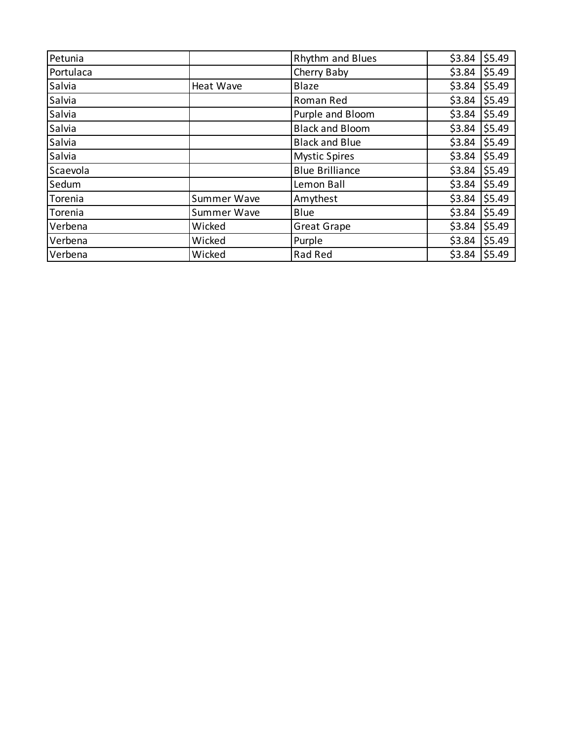| | | | | |
|---|---|---|---|---|
| Petunia | | Rhythm and Blues | $3.84 | $5.49 |
| Portulaca | | Cherry Baby | $3.84 | $5.49 |
| Salvia | Heat Wave | Blaze | $3.84 | $5.49 |
| Salvia | | Roman Red | $3.84 | $5.49 |
| Salvia | | Purple and Bloom | $3.84 | $5.49 |
| Salvia | | Black and Bloom | $3.84 | $5.49 |
| Salvia | | Black and Blue | $3.84 | $5.49 |
| Salvia | | Mystic Spires | $3.84 | $5.49 |
| Scaevola | | Blue Brilliance | $3.84 | $5.49 |
| Sedum | | Lemon Ball | $3.84 | $5.49 |
| Torenia | Summer Wave | Amythest | $3.84 | $5.49 |
| Torenia | Summer Wave | Blue | $3.84 | $5.49 |
| Verbena | Wicked | Great Grape | $3.84 | $5.49 |
| Verbena | Wicked | Purple | $3.84 | $5.49 |
| Verbena | Wicked | Rad Red | $3.84 | $5.49 |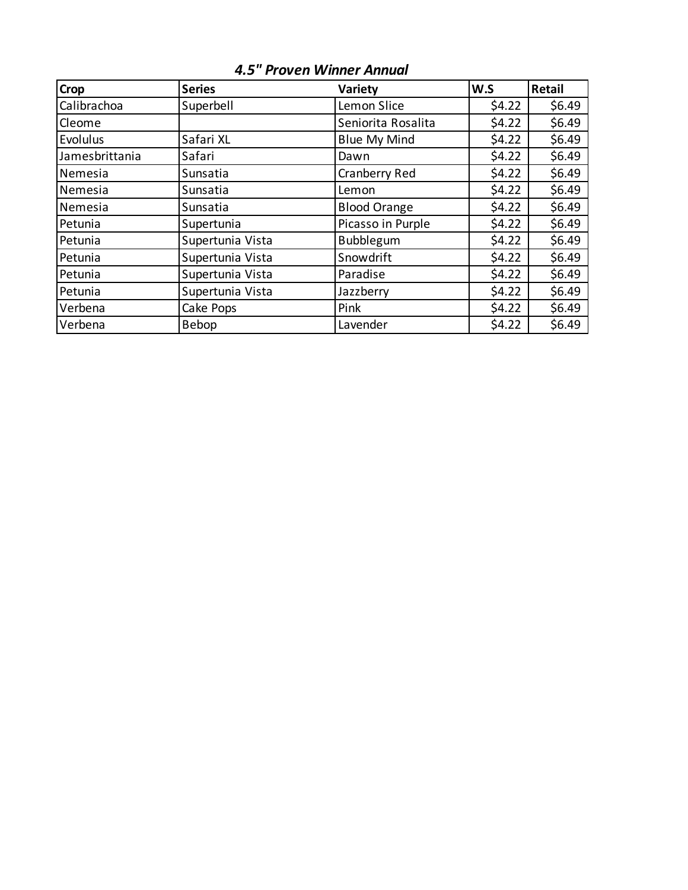### *4.5" Proven Winner Annual*

| Crop | Series | Variety | W.S | Retail |
|---|---|---|---|---|
| Calibrachoa | Superbell | Lemon Slice | $4.22 | $6.49 |
| Cleome | | Seniorita Rosalita | $4.22 | $6.49 |
| Evolulus | Safari XL | Blue My Mind | $4.22 | $6.49 |
| Jamesbrittania | Safari | Dawn | $4.22 | $6.49 |
| Nemesia | Sunsatia | Cranberry Red | $4.22 | $6.49 |
| Nemesia | Sunsatia | Lemon | $4.22 | $6.49 |
| Nemesia | Sunsatia | Blood Orange | $4.22 | $6.49 |
| Petunia | Supertunia | Picasso in Purple | $4.22 | $6.49 |
| Petunia | Supertunia Vista | Bubblegum | $4.22 | $6.49 |
| Petunia | Supertunia Vista | Snowdrift | $4.22 | $6.49 |
| Petunia | Supertunia Vista | Paradise | $4.22 | $6.49 |
| Petunia | Supertunia Vista | Jazzberry | $4.22 | $6.49 |
| Verbena | Cake Pops | Pink | $4.22 | $6.49 |
| Verbena | Bebop | Lavender | $4.22 | $6.49 |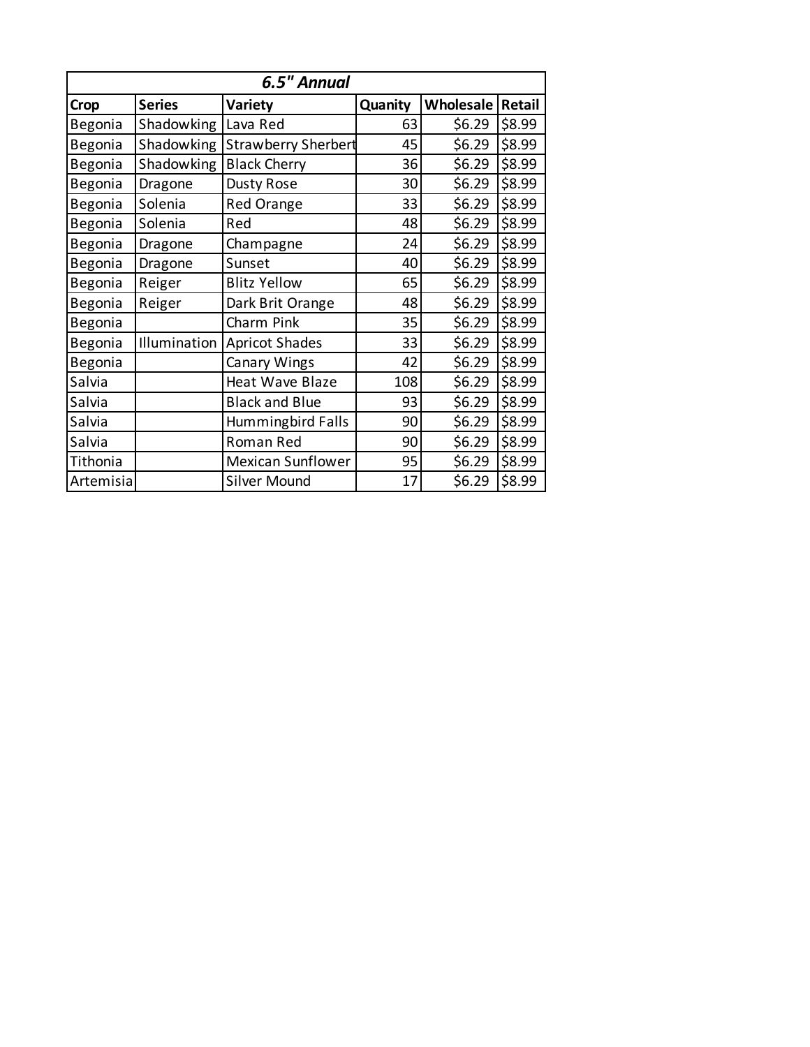| *6.5" Annual* | | | | | |
|---|---|---|---|---|---|
| **Crop** | **Series** | **Variety** | **Quanity** | **Wholesale** | **Retail** |
| Begonia | Shadowking | Lava Red | 63 | $6.29 | $8.99 |
| Begonia | Shadowking | Strawberry Sherbert | 45 | $6.29 | $8.99 |
| Begonia | Shadowking | Black Cherry | 36 | $6.29 | $8.99 |
| Begonia | Dragone | Dusty Rose | 30 | $6.29 | $8.99 |
| Begonia | Solenia | Red Orange | 33 | $6.29 | $8.99 |
| Begonia | Solenia | Red | 48 | $6.29 | $8.99 |
| Begonia | Dragone | Champagne | 24 | $6.29 | $8.99 |
| Begonia | Dragone | Sunset | 40 | $6.29 | $8.99 |
| Begonia | Reiger | Blitz Yellow | 65 | $6.29 | $8.99 |
| Begonia | Reiger | Dark Brit Orange | 48 | $6.29 | $8.99 |
| Begonia | | Charm Pink | 35 | $6.29 | $8.99 |
| Begonia | Illumination | Apricot Shades | 33 | $6.29 | $8.99 |
| Begonia | | Canary Wings | 42 | $6.29 | $8.99 |
| Salvia | | Heat Wave Blaze | 108 | $6.29 | $8.99 |
| Salvia | | Black and Blue | 93 | $6.29 | $8.99 |
| Salvia | | Hummingbird Falls | 90 | $6.29 | $8.99 |
| Salvia | | Roman Red | 90 | $6.29 | $8.99 |
| Tithonia | | Mexican Sunflower | 95 | $6.29 | $8.99 |
| Artemisia | | Silver Mound | 17 | $6.29 | $8.99 |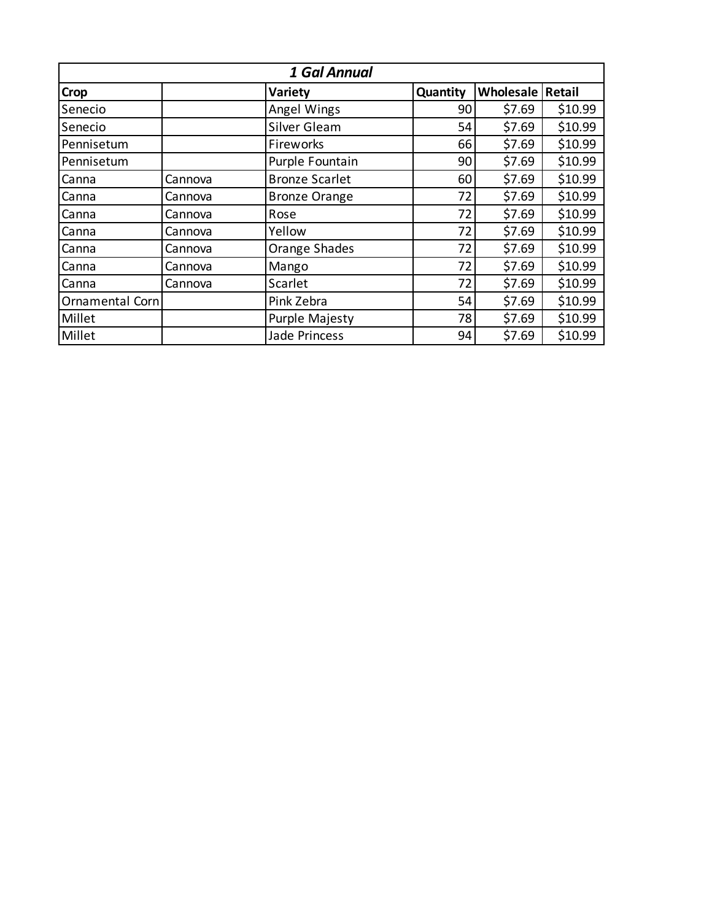| 1 Gal Annual | | | | | |
|---|---|---|---|---|---|
| **Crop** | | **Variety** | **Quantity** | **Wholesale** | **Retail** |
| Senecio | | Angel Wings | 90 | $7.69 | $10.99 |
| Senecio | | Silver Gleam | 54 | $7.69 | $10.99 |
| Pennisetum | | Fireworks | 66 | $7.69 | $10.99 |
| Pennisetum | | Purple Fountain | 90 | $7.69 | $10.99 |
| Canna | Cannova | Bronze Scarlet | 60 | $7.69 | $10.99 |
| Canna | Cannova | Bronze Orange | 72 | $7.69 | $10.99 |
| Canna | Cannova | Rose | 72 | $7.69 | $10.99 |
| Canna | Cannova | Yellow | 72 | $7.69 | $10.99 |
| Canna | Cannova | Orange Shades | 72 | $7.69 | $10.99 |
| Canna | Cannova | Mango | 72 | $7.69 | $10.99 |
| Canna | Cannova | Scarlet | 72 | $7.69 | $10.99 |
| Ornamental Corn | | Pink Zebra | 54 | $7.69 | $10.99 |
| Millet | | Purple Majesty | 78 | $7.69 | $10.99 |
| Millet | | Jade Princess | 94 | $7.69 | $10.99 |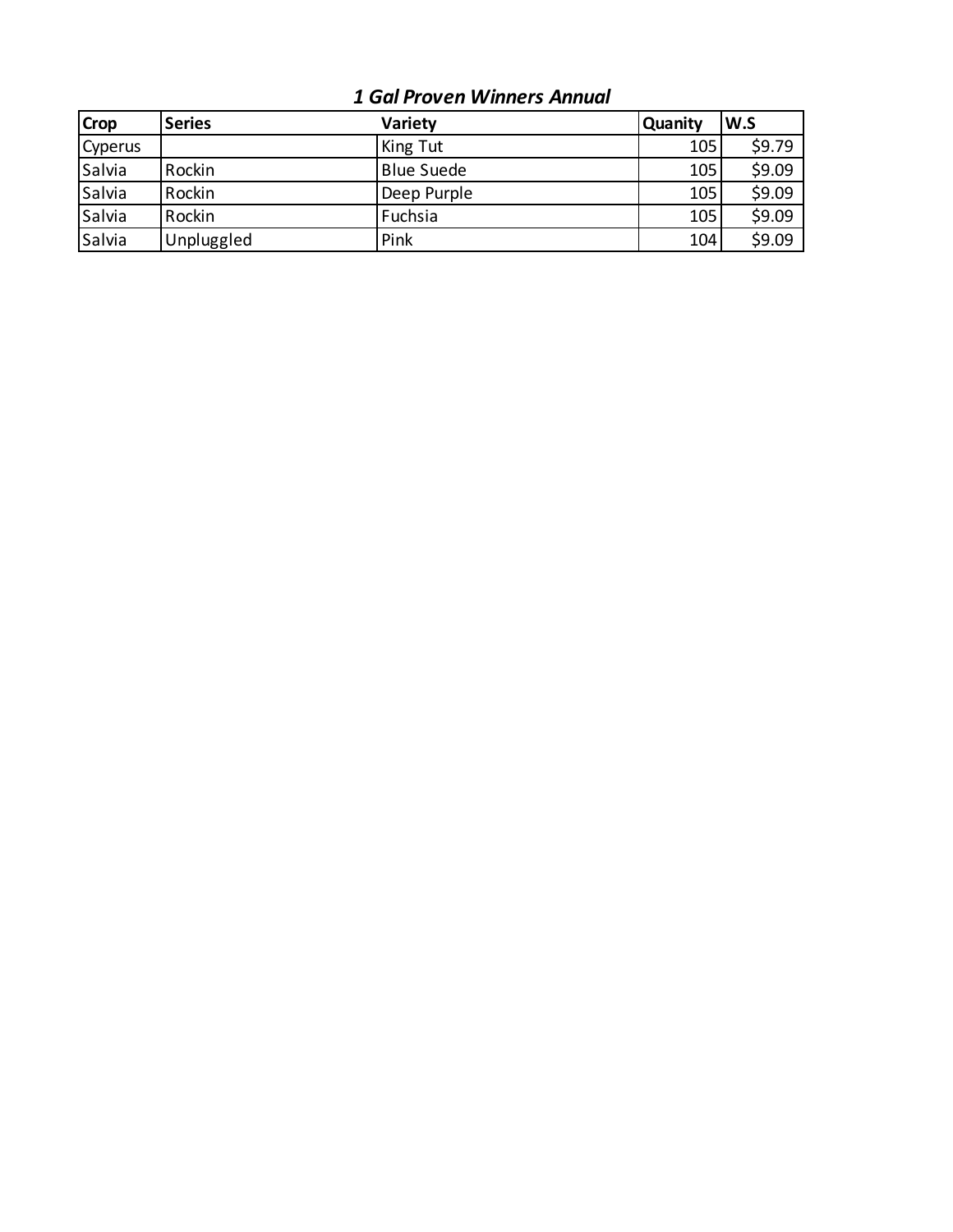## *1 Gal Proven Winners Annual*

| Crop | Series | Variety | Quanity | W.S |
|---|---|---|---|---|
| Cyperus | | King Tut | 105 | $9.79 |
| Salvia | Rockin | Blue Suede | 105 | $9.09 |
| Salvia | Rockin | Deep Purple | 105 | $9.09 |
| Salvia | Rockin | Fuchsia | 105 | $9.09 |
| Salvia | Unplugged | Pink | 104 | $9.09 |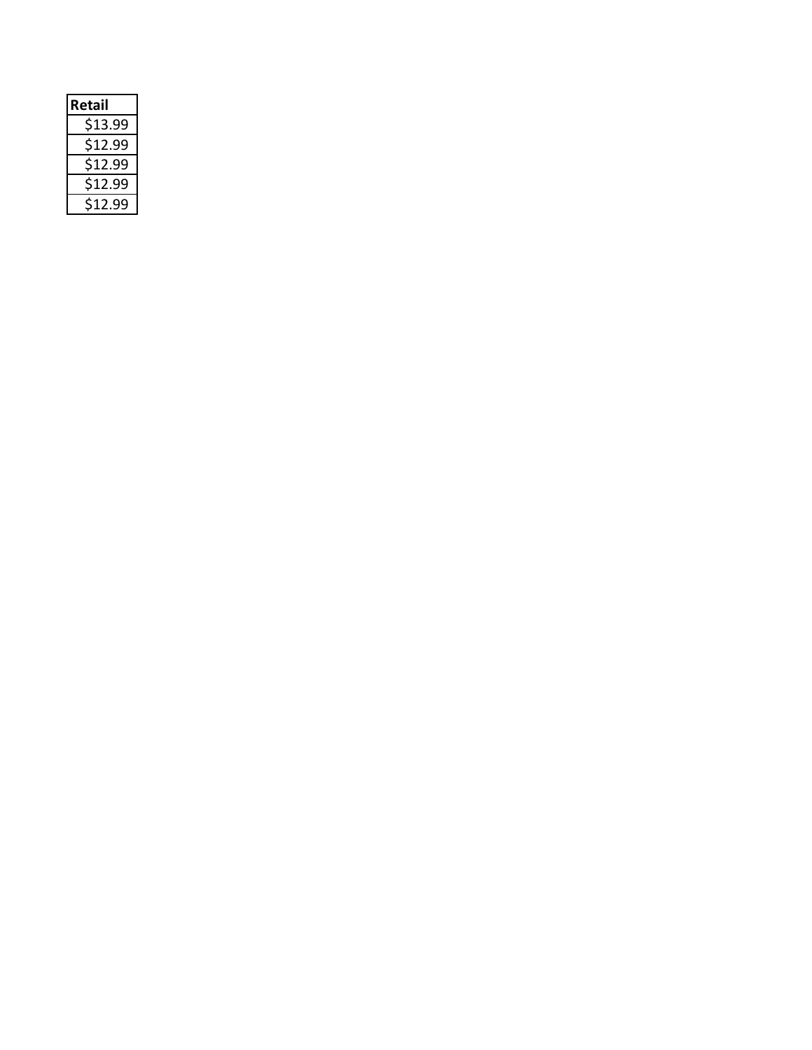| Retail |
|---|
| $13.99 |
| $12.99 |
| $12.99 |
| $12.99 |
| $12.99 |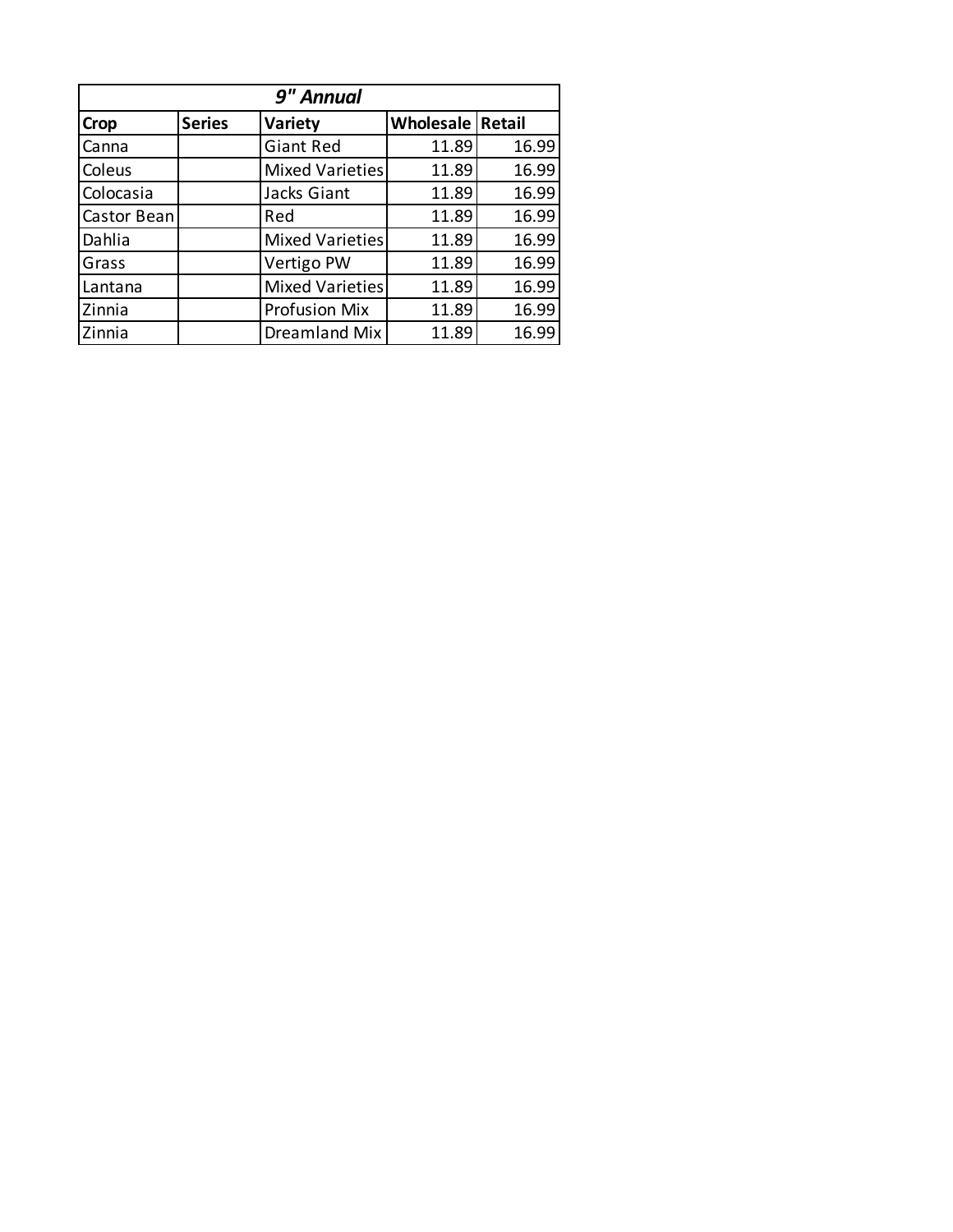| *9" Annual* | | | | |
|---|---|---|---|---|
| **Crop** | **Series** | **Variety** | **Wholesale** | **Retail** |
| Canna | | Giant Red | 11.89 | 16.99 |
| Coleus | | Mixed Varieties | 11.89 | 16.99 |
| Colocasia | | Jacks Giant | 11.89 | 16.99 |
| Castor Bean | | Red | 11.89 | 16.99 |
| Dahlia | | Mixed Varieties | 11.89 | 16.99 |
| Grass | | Vertigo PW | 11.89 | 16.99 |
| Lantana | | Mixed Varieties | 11.89 | 16.99 |
| Zinnia | | Profusion Mix | 11.89 | 16.99 |
| Zinnia | | Dreamland Mix | 11.89 | 16.99 |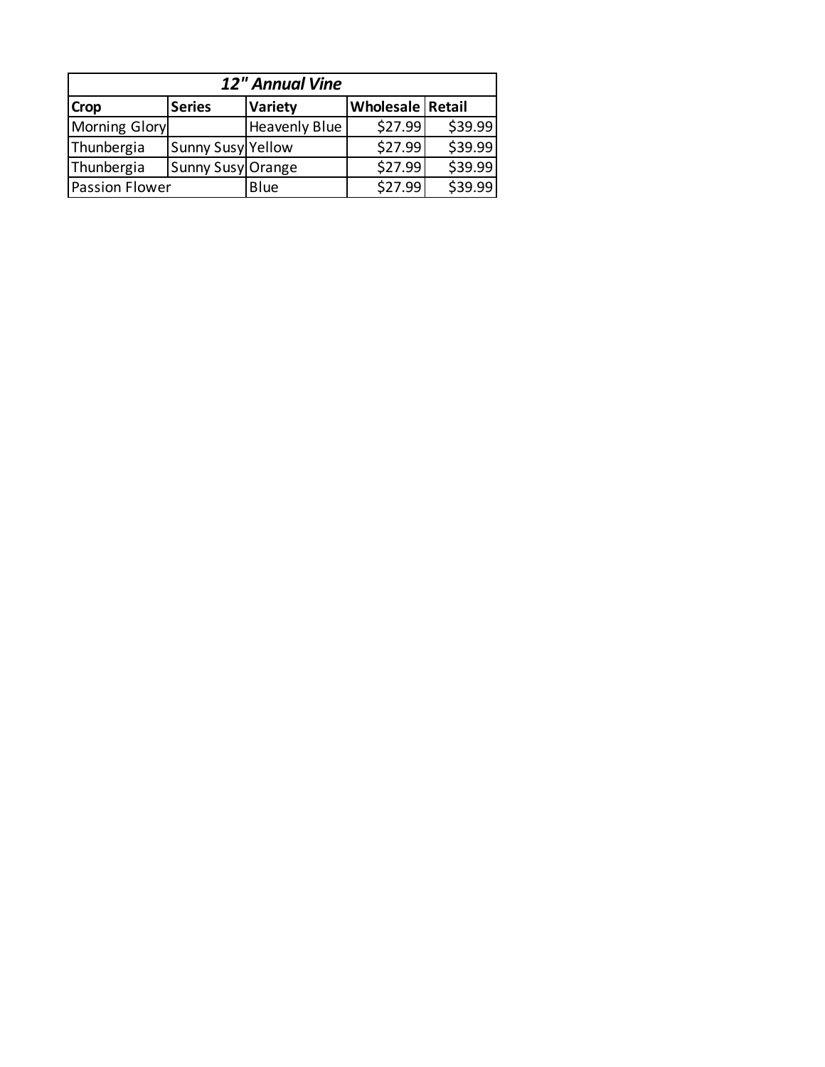| 12" Annual Vine | | | | |
|---|---|---|---|---|
| **Crop** | **Series** | **Variety** | **Wholesale** | **Retail** |
| Morning Glory | | Heavenly Blue | $27.99 | $39.99 |
| Thunbergia | Sunny Susy | Yellow | $27.99 | $39.99 |
| Thunbergia | Sunny Susy | Orange | $27.99 | $39.99 |
| Passion Flower | | Blue | $27.99 | $39.99 |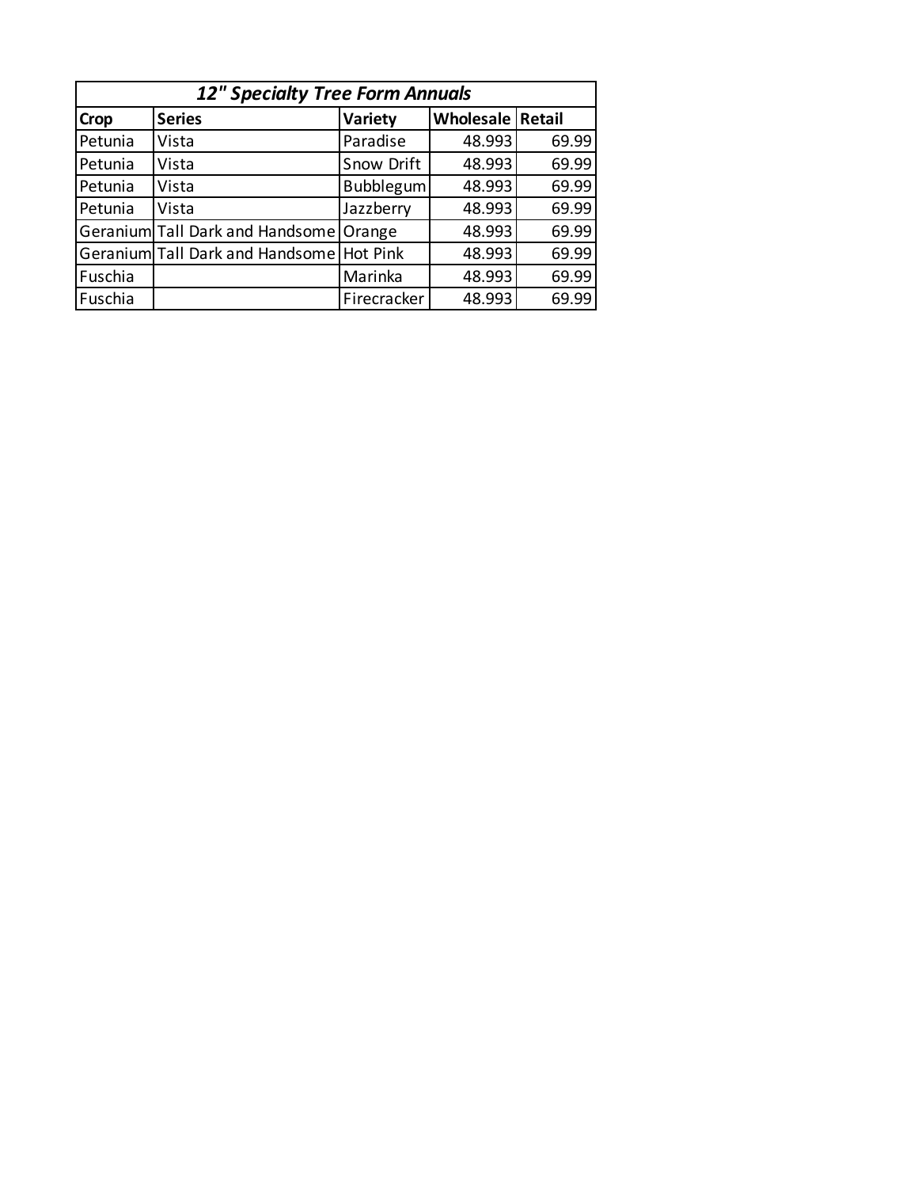| ***12" Specialty Tree Form Annuals*** | | | | |
|---|---|---|---|---|
| **Crop** | **Series** | **Variety** | **Wholesale** | **Retail** |
| Petunia | Vista | Paradise | 48.993 | 69.99 |
| Petunia | Vista | Snow Drift | 48.993 | 69.99 |
| Petunia | Vista | Bubblegum | 48.993 | 69.99 |
| Petunia | Vista | Jazzberry | 48.993 | 69.99 |
| Geranium | Tall Dark and Handsome | Orange | 48.993 | 69.99 |
| Geranium | Tall Dark and Handsome | Hot Pink | 48.993 | 69.99 |
| Fuschia | | Marinka | 48.993 | 69.99 |
| Fuschia | | Firecracker | 48.993 | 69.99 |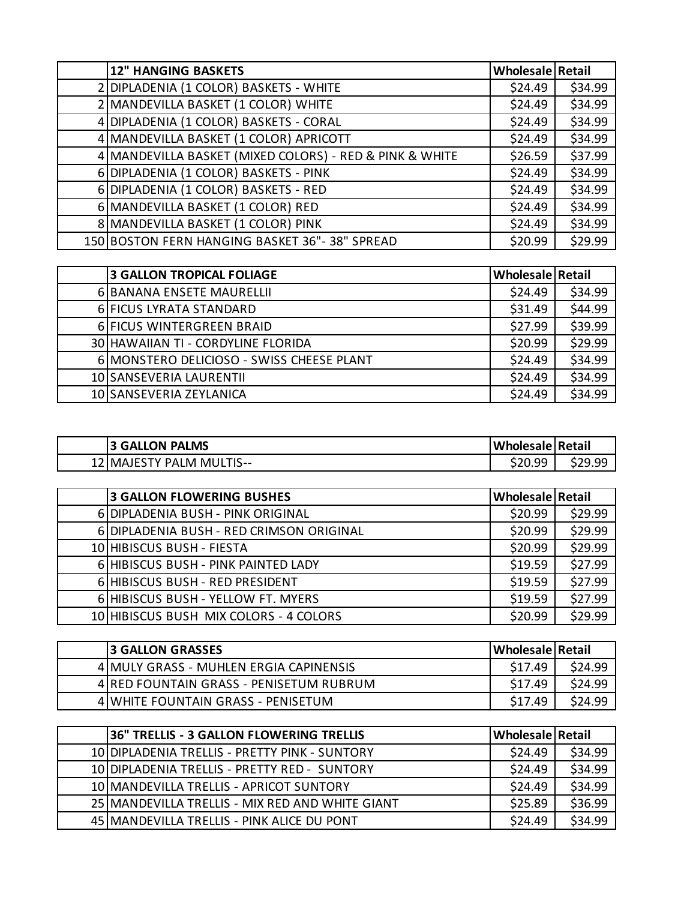|  | 12" HANGING BASKETS | Wholesale | Retail |
|---|---|---|---|
| 2 | DIPLADENIA (1 COLOR) BASKETS - WHITE | $24.49 | $34.99 |
| 2 | MANDEVILLA BASKET (1 COLOR) WHITE | $24.49 | $34.99 |
| 4 | DIPLADENIA (1 COLOR) BASKETS - CORAL | $24.49 | $34.99 |
| 4 | MANDEVILLA BASKET (1 COLOR) APRICOTT | $24.49 | $34.99 |
| 4 | MANDEVILLA BASKET (MIXED COLORS) - RED & PINK & WHITE | $26.59 | $37.99 |
| 6 | DIPLADENIA (1 COLOR) BASKETS - PINK | $24.49 | $34.99 |
| 6 | DIPLADENIA (1 COLOR) BASKETS - RED | $24.49 | $34.99 |
| 6 | MANDEVILLA BASKET (1 COLOR) RED | $24.49 | $34.99 |
| 8 | MANDEVILLA BASKET (1 COLOR) PINK | $24.49 | $34.99 |
| 150 | BOSTON FERN HANGING BASKET 36"- 38" SPREAD | $20.99 | $29.99 |

|  | 3 GALLON TROPICAL FOLIAGE | Wholesale | Retail |
|---|---|---|---|
| 6 | BANANA ENSETE MAURELLII | $24.49 | $34.99 |
| 6 | FICUS LYRATA STANDARD | $31.49 | $44.99 |
| 6 | FICUS WINTERGREEN BRAID | $27.99 | $39.99 |
| 30 | HAWAIIAN TI - CORDYLINE FLORIDA | $20.99 | $29.99 |
| 6 | MONSTERO DELICIOSO - SWISS CHEESE PLANT | $24.49 | $34.99 |
| 10 | SANSEVERIA LAURENTII | $24.49 | $34.99 |
| 10 | SANSEVERIA ZEYLANICA | $24.49 | $34.99 |

|  | 3 GALLON PALMS | Wholesale | Retail |
|---|---|---|---|
| 12 | MAJESTY PALM MULTIS-- | $20.99 | $29.99 |

|  | 3 GALLON FLOWERING BUSHES | Wholesale | Retail |
|---|---|---|---|
| 6 | DIPLADENIA BUSH - PINK ORIGINAL | $20.99 | $29.99 |
| 6 | DIPLADENIA BUSH - RED CRIMSON ORIGINAL | $20.99 | $29.99 |
| 10 | HIBISCUS BUSH - FIESTA | $20.99 | $29.99 |
| 6 | HIBISCUS BUSH - PINK PAINTED LADY | $19.59 | $27.99 |
| 6 | HIBISCUS BUSH - RED PRESIDENT | $19.59 | $27.99 |
| 6 | HIBISCUS BUSH - YELLOW FT. MYERS | $19.59 | $27.99 |
| 10 | HIBISCUS BUSH MIX COLORS - 4 COLORS | $20.99 | $29.99 |

|  | 3 GALLON GRASSES | Wholesale | Retail |
|---|---|---|---|
| 4 | MULY GRASS - MUHLEN ERGIA CAPINENSIS | $17.49 | $24.99 |
| 4 | RED FOUNTAIN GRASS - PENISETUM RUBRUM | $17.49 | $24.99 |
| 4 | WHITE FOUNTAIN GRASS - PENISETUM | $17.49 | $24.99 |

|  | 36" TRELLIS - 3 GALLON FLOWERING TRELLIS | Wholesale | Retail |
|---|---|---|---|
| 10 | DIPLADENIA TRELLIS - PRETTY PINK - SUNTORY | $24.49 | $34.99 |
| 10 | DIPLADENIA TRELLIS - PRETTY RED - SUNTORY | $24.49 | $34.99 |
| 10 | MANDEVILLA TRELLIS - APRICOT SUNTORY | $24.49 | $34.99 |
| 25 | MANDEVILLA TRELLIS - MIX RED AND WHITE GIANT | $25.89 | $36.99 |
| 45 | MANDEVILLA TRELLIS - PINK ALICE DU PONT | $24.49 | $34.99 |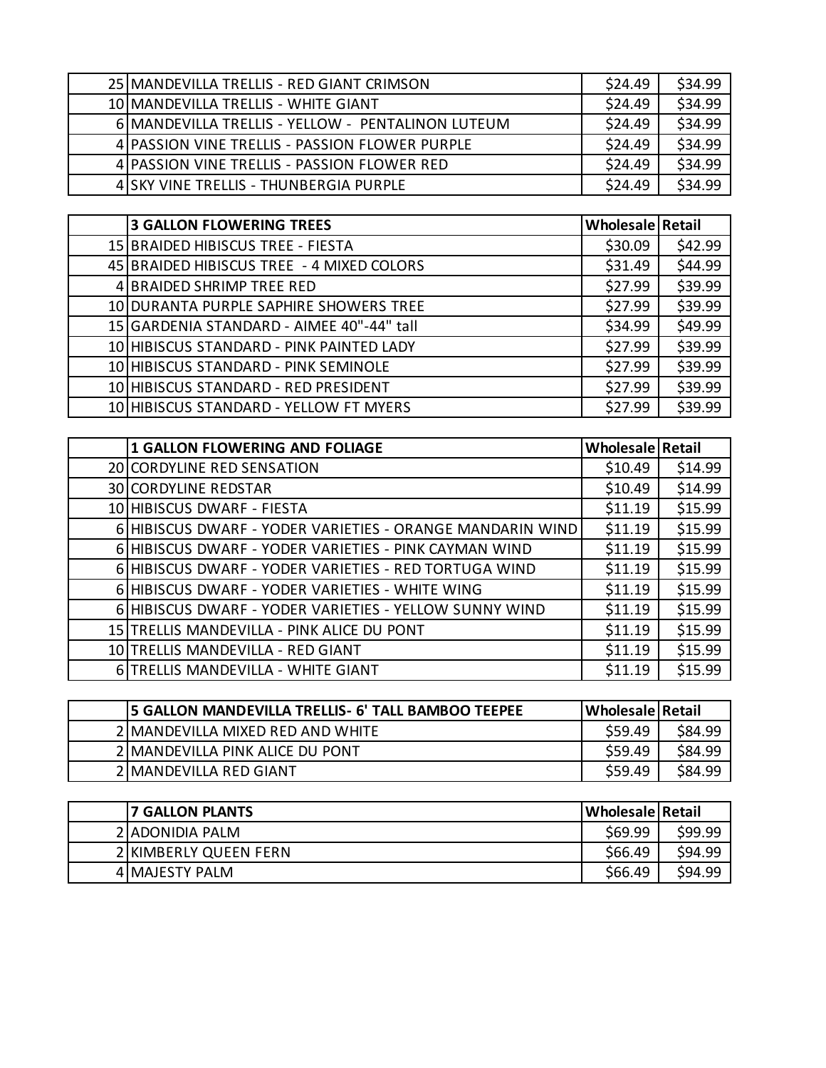| | | | |
|---|---|---|---|
| 25 | MANDEVILLA TRELLIS - RED GIANT CRIMSON | $24.49 | $34.99 |
| 10 | MANDEVILLA TRELLIS - WHITE GIANT | $24.49 | $34.99 |
| 6 | MANDEVILLA TRELLIS - YELLOW - PENTALINON LUTEUM | $24.49 | $34.99 |
| 4 | PASSION VINE TRELLIS - PASSION FLOWER PURPLE | $24.49 | $34.99 |
| 4 | PASSION VINE TRELLIS - PASSION FLOWER RED | $24.49 | $34.99 |
| 4 | SKY VINE TRELLIS - THUNBERGIA PURPLE | $24.49 | $34.99 |

| | **3 GALLON FLOWERING TREES** | **Wholesale** | **Retail** |
|---|---|---|---|
| 15 | BRAIDED HIBISCUS TREE - FIESTA | $30.09 | $42.99 |
| 45 | BRAIDED HIBISCUS TREE - 4 MIXED COLORS | $31.49 | $44.99 |
| 4 | BRAIDED SHRIMP TREE RED | $27.99 | $39.99 |
| 10 | DURANTA PURPLE SAPHIRE SHOWERS TREE | $27.99 | $39.99 |
| 15 | GARDENIA STANDARD - AIMEE 40"-44" tall | $34.99 | $49.99 |
| 10 | HIBISCUS STANDARD - PINK PAINTED LADY | $27.99 | $39.99 |
| 10 | HIBISCUS STANDARD - PINK SEMINOLE | $27.99 | $39.99 |
| 10 | HIBISCUS STANDARD - RED PRESIDENT | $27.99 | $39.99 |
| 10 | HIBISCUS STANDARD - YELLOW FT MYERS | $27.99 | $39.99 |

| | **1 GALLON FLOWERING AND FOLIAGE** | **Wholesale** | **Retail** |
|---|---|---|---|
| 20 | CORDYLINE RED SENSATION | $10.49 | $14.99 |
| 30 | CORDYLINE REDSTAR | $10.49 | $14.99 |
| 10 | HIBISCUS DWARF - FIESTA | $11.19 | $15.99 |
| 6 | HIBISCUS DWARF - YODER VARIETIES - ORANGE MANDARIN WIND | $11.19 | $15.99 |
| 6 | HIBISCUS DWARF - YODER VARIETIES - PINK CAYMAN WIND | $11.19 | $15.99 |
| 6 | HIBISCUS DWARF - YODER VARIETIES - RED TORTUGA WIND | $11.19 | $15.99 |
| 6 | HIBISCUS DWARF - YODER VARIETIES - WHITE WING | $11.19 | $15.99 |
| 6 | HIBISCUS DWARF - YODER VARIETIES - YELLOW SUNNY WIND | $11.19 | $15.99 |
| 15 | TRELLIS MANDEVILLA - PINK ALICE DU PONT | $11.19 | $15.99 |
| 10 | TRELLIS MANDEVILLA - RED GIANT | $11.19 | $15.99 |
| 6 | TRELLIS MANDEVILLA - WHITE GIANT | $11.19 | $15.99 |

| | **5 GALLON MANDEVILLA TRELLIS- 6' TALL BAMBOO TEEPEE** | **Wholesale** | **Retail** |
|---|---|---|---|
| 2 | MANDEVILLA MIXED RED AND WHITE | $59.49 | $84.99 |
| 2 | MANDEVILLA PINK ALICE DU PONT | $59.49 | $84.99 |
| 2 | MANDEVILLA RED GIANT | $59.49 | $84.99 |

| | **7 GALLON PLANTS** | **Wholesale** | **Retail** |
|---|---|---|---|
| 2 | ADONIDIA PALM | $69.99 | $99.99 |
| 2 | KIMBERLY QUEEN FERN | $66.49 | $94.99 |
| 4 | MAJESTY PALM | $66.49 | $94.99 |